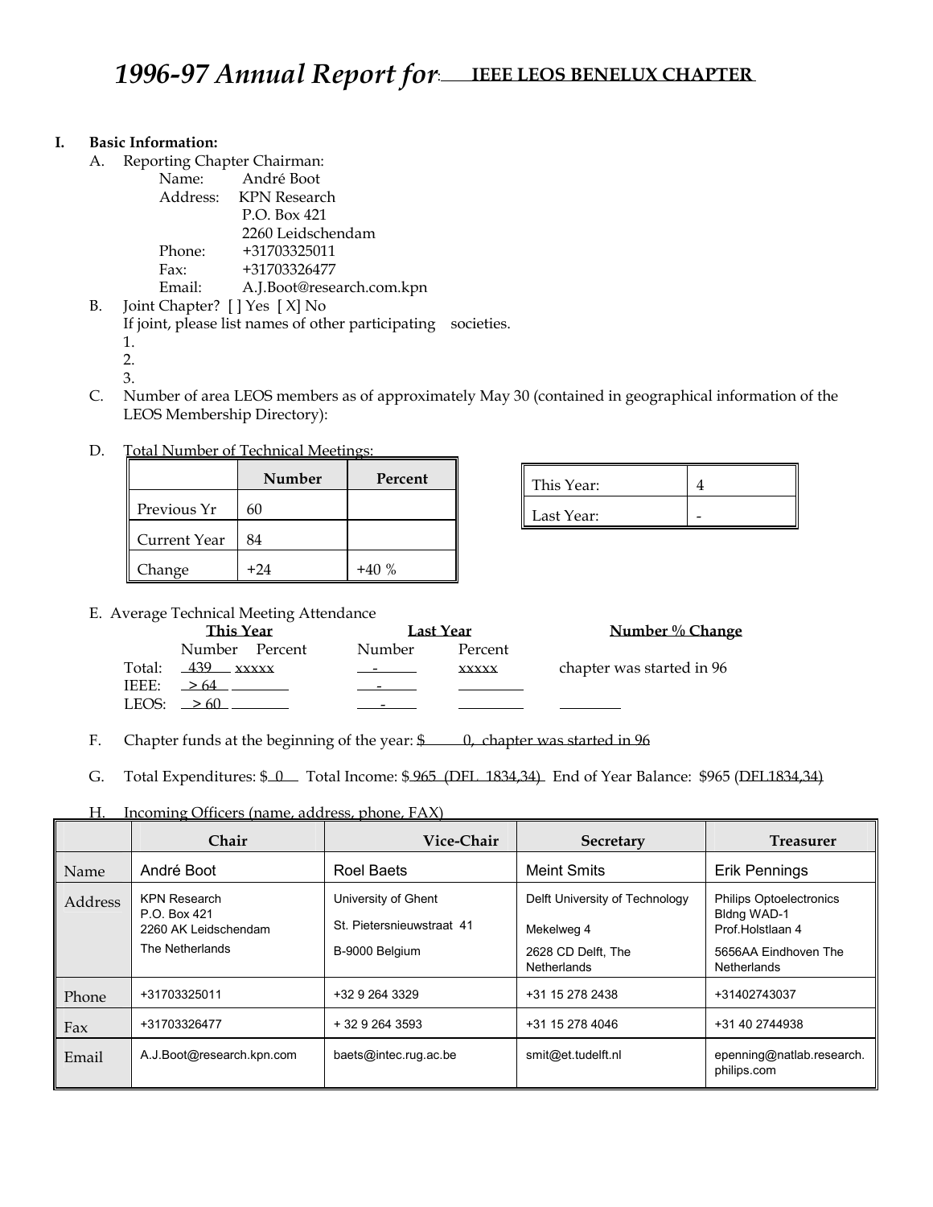# *1996-97 Annual Report for*: IEEE LEOS BENELUX CHAPTER

**I. Basic Information:**

A. Reporting Chapter Chairman:

Name: André Boot
Address: KPN Research
P.O. Box 421
2260 Leidschendam
Phone: +31703325011
Fax: +31703326477
Email: A.J.Boot@research.com.kpn

B. Joint Chapter? [ ] Yes [ X] No
If joint, please list names of other participating societies.
1.
2.
3.

C. Number of area LEOS members as of approximately May 30 (contained in geographical information of the LEOS Membership Directory):

| | Number | Percent |
|---|---|---|
| Previous Yr | 60 | |
| Current Year | 84 | |
| Change | +24 | +40 % |

D. Total Number of Technical Meetings:

| | |
|---|---|
| This Year: | 4 |
| Last Year: | - |

E. Average Technical Meeting Attendance

| | This Year Number | This Year Percent | Last Year Number | Last Year Percent | Number % Change |
|---|---|---|---|---|---|
| Total: | 439 | xxxxx | - | xxxxx | chapter was started in 96 |
| IEEE: | > 64 | | - | | |
| LEOS: | > 60 | | - | | |

F. Chapter funds at the beginning of the year: $ 0, chapter was started in 96

G. Total Expenditures: $ 0 Total Income: $ 965 (DFL. 1834,34) End of Year Balance: $965 (DFL1834,34)

H. Incoming Officers (name, address, phone, FAX)

| | Chair | Vice-Chair | Secretary | Treasurer |
|---|---|---|---|---|
| Name | André Boot | Roel Baets | Meint Smits | Erik Pennings |
| Address | KPN Research P.O. Box 421 2260 AK Leidschendam The Netherlands | University of Ghent St. Pietersnieuwstraat 41 B-9000 Belgium | Delft University of Technology Mekelweg 4 2628 CD Delft, The Netherlands | Philips Optoelectronics Bldng WAD-1 Prof.Holstlaan 4 5656AA Eindhoven The Netherlands |
| Phone | +31703325011 | +32 9 264 3329 | +31 15 278 2438 | +31402743037 |
| Fax | +31703326477 | + 32 9 264 3593 | +31 15 278 4046 | +31 40 2744938 |
| Email | A.J.Boot@research.kpn.com | baets@intec.rug.ac.be | smit@et.tudelft.nl | epenning@natlab.research.philips.com |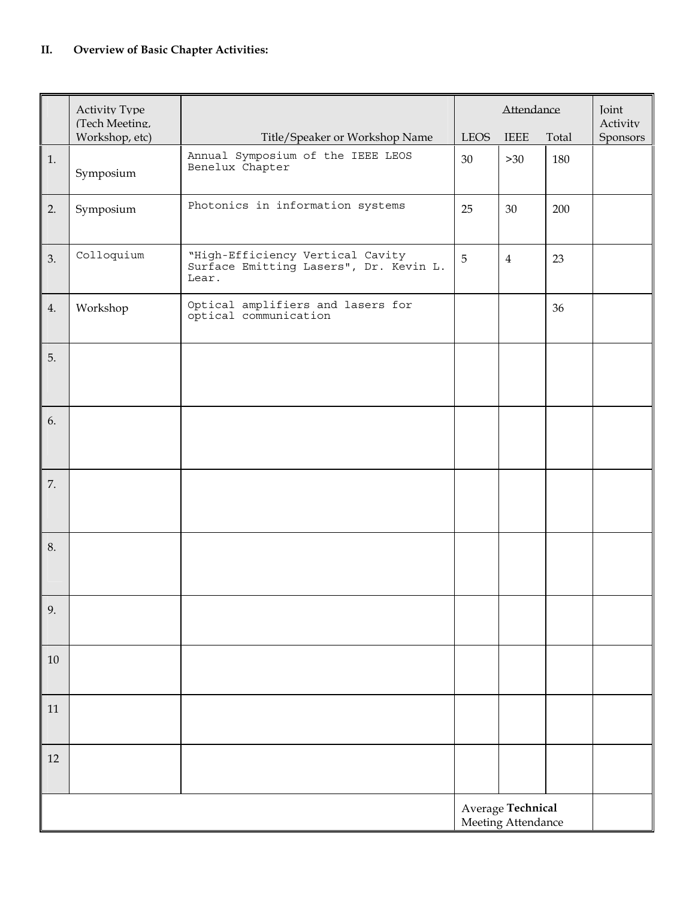## II. Overview of Basic Chapter Activities:

| | Activity Type (Tech Meeting, Workshop, etc) | Title/Speaker or Workshop Name | Attendance | | | Joint Activity Sponsors |
|---|---|---|---|---|---|---|
| | | | LEOS | IEEE | Total | |
| 1. | Symposium | Annual Symposium of the IEEE LEOS Benelux Chapter | 30 | >30 | 180 | |
| 2. | Symposium | Photonics in information systems | 25 | 30 | 200 | |
| 3. | Colloquium | "High-Efficiency Vertical Cavity Surface Emitting Lasers", Dr. Kevin L. Lear. | 5 | 4 | 23 | |
| 4. | Workshop | Optical amplifiers and lasers for optical communication | | | 36 | |
| 5. | | | | | | |
| 6. | | | | | | |
| 7. | | | | | | |
| 8. | | | | | | |
| 9. | | | | | | |
| 10 | | | | | | |
| 11 | | | | | | |
| 12 | | | | | | |
| | | | Average **Technical** Meeting Attendance | | | |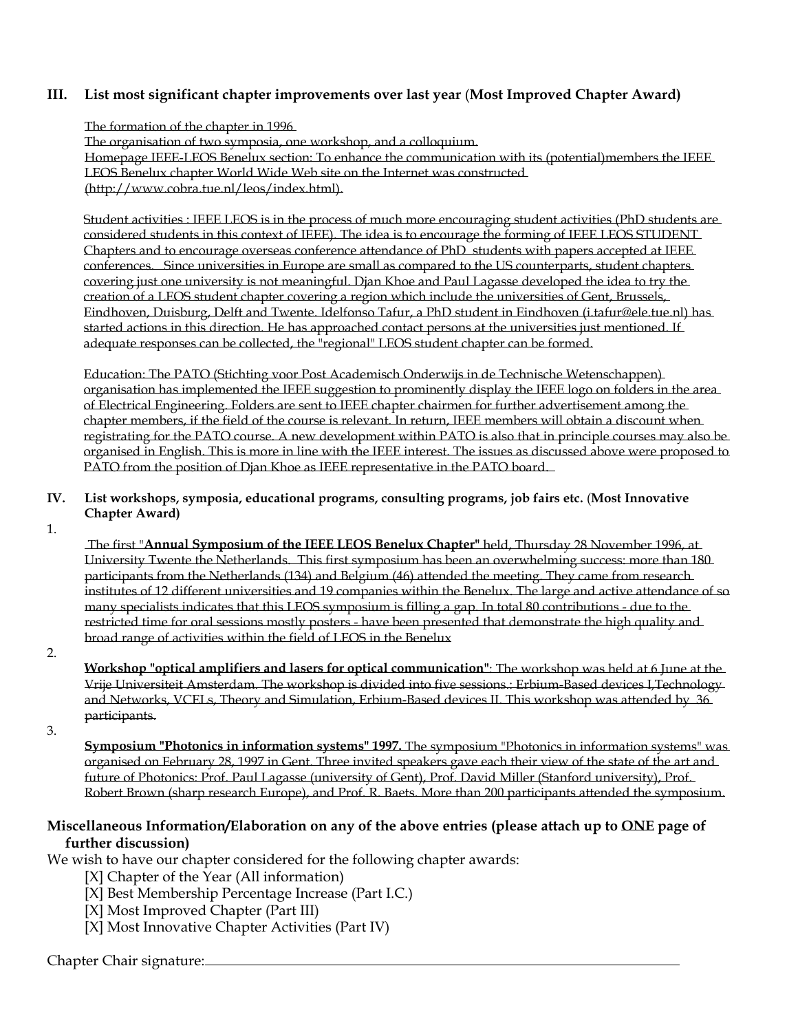### III. List most significant chapter improvements over last year (**Most Improved Chapter Award**)

The formation of the chapter in 1996
The organisation of two symposia, one workshop, and a colloquium.
Homepage IEEE-LEOS Benelux section: To enhance the communication with its (potential)members the IEEE LEOS Benelux chapter World Wide Web site on the Internet was constructed (http://www.cobra.tue.nl/leos/index.html).

Student activities : IEEE LEOS is in the process of much more encouraging student activities (PhD students are considered students in this context of IEEE). The idea is to encourage the forming of IEEE LEOS STUDENT Chapters and to encourage overseas conference attendance of PhD students with papers accepted at IEEE conferences. Since universities in Europe are small as compared to the US counterparts, student chapters covering just one university is not meaningful. Djan Khoe and Paul Lagasse developed the idea to try the creation of a LEOS student chapter covering a region which include the universities of Gent, Brussels, Eindhoven, Duisburg, Delft and Twente. Idelfonso Tafur, a PhD student in Eindhoven (i.tafur@ele.tue.nl) has started actions in this direction. He has approached contact persons at the universities just mentioned. If adequate responses can be collected, the "regional" LEOS student chapter can be formed.

Education: The PATO (Stichting voor Post Academisch Onderwijs in de Technische Wetenschappen) organisation has implemented the IEEE suggestion to prominently display the IEEE logo on folders in the area of Electrical Engineering. Folders are sent to IEEE chapter chairmen for further advertisement among the chapter members, if the field of the course is relevant. In return, IEEE members will obtain a discount when registrating for the PATO course. A new development within PATO is also that in principle courses may also be organised in English. This is more in line with the IEEE interest. The issues as discussed above were proposed to PATO from the position of Djan Khoe as IEEE representative in the PATO board.

### IV. List workshops, symposia, educational programs, consulting programs, job fairs etc. (**Most Innovative Chapter Award**)

1. The first "**Annual Symposium of the IEEE LEOS Benelux Chapter**" held, Thursday 28 November 1996, at University Twente the Netherlands. This first symposium has been an overwhelming success: more than 180 participants from the Netherlands (134) and Belgium (46) attended the meeting. They came from research institutes of 12 different universities and 19 companies within the Benelux. The large and active attendance of so many specialists indicates that this LEOS symposium is filling a gap. In total 80 contributions - due to the restricted time for oral sessions mostly posters - have been presented that demonstrate the high quality and broad range of activities within the field of LEOS in the Benelux

2. **Workshop "optical amplifiers and lasers for optical communication"**: The workshop was held at 6 June at the Vrije Universiteit Amsterdam. The workshop is divided into five sessions.: Erbium-Based devices I,Technology and Networks, VCELs, Theory and Simulation, Erbium-Based devices II. This workshop was attended by 36 participants.

3. **Symposium "Photonics in information systems" 1997.** The symposium "Photonics in information systems" was organised on February 28, 1997 in Gent. Three invited speakers gave each their view of the state of the art and future of Photonics: Prof. Paul Lagasse (university of Gent), Prof. David Miller (Stanford university), Prof. Robert Brown (sharp research Europe), and Prof. R. Baets. More than 200 participants attended the symposium.

**Miscellaneous Information/Elaboration on any of the above entries (please attach up to ONE page of further discussion)**

We wish to have our chapter considered for the following chapter awards:

[X] Chapter of the Year (All information)
[X] Best Membership Percentage Increase (Part I.C.)
[X] Most Improved Chapter (Part III)
[X] Most Innovative Chapter Activities (Part IV)

Chapter Chair signature:\_\_\_\_\_\_\_\_\_\_\_\_\_\_\_\_\_\_\_\_\_\_\_\_\_\_\_\_\_\_\_\_\_\_\_\_\_\_\_\_\_\_\_\_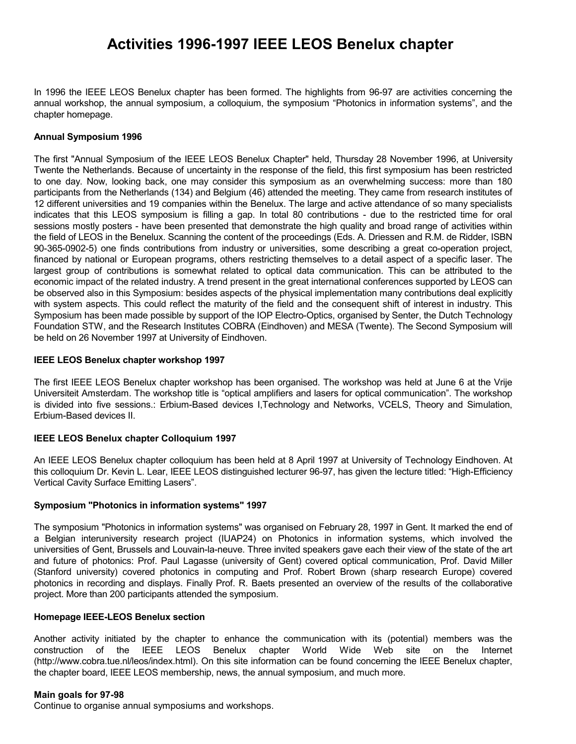# Activities 1996-1997 IEEE LEOS Benelux chapter

In 1996 the IEEE LEOS Benelux chapter has been formed. The highlights from 96-97 are activities concerning the annual workshop, the annual symposium, a colloquium, the symposium “Photonics in information systems”, and the chapter homepage.

**Annual Symposium 1996**

The first "Annual Symposium of the IEEE LEOS Benelux Chapter" held, Thursday 28 November 1996, at University Twente the Netherlands. Because of uncertainty in the response of the field, this first symposium has been restricted to one day. Now, looking back, one may consider this symposium as an overwhelming success: more than 180 participants from the Netherlands (134) and Belgium (46) attended the meeting. They came from research institutes of 12 different universities and 19 companies within the Benelux. The large and active attendance of so many specialists indicates that this LEOS symposium is filling a gap. In total 80 contributions - due to the restricted time for oral sessions mostly posters - have been presented that demonstrate the high quality and broad range of activities within the field of LEOS in the Benelux. Scanning the content of the proceedings (Eds. A. Driessen and R.M. de Ridder, ISBN 90-365-0902-5) one finds contributions from industry or universities, some describing a great co-operation project, financed by national or European programs, others restricting themselves to a detail aspect of a specific laser. The largest group of contributions is somewhat related to optical data communication. This can be attributed to the economic impact of the related industry. A trend present in the great international conferences supported by LEOS can be observed also in this Symposium: besides aspects of the physical implementation many contributions deal explicitly with system aspects. This could reflect the maturity of the field and the consequent shift of interest in industry. This Symposium has been made possible by support of the IOP Electro-Optics, organised by Senter, the Dutch Technology Foundation STW, and the Research Institutes COBRA (Eindhoven) and MESA (Twente). The Second Symposium will be held on 26 November 1997 at University of Eindhoven.

**IEEE LEOS Benelux chapter workshop 1997**

The first IEEE LEOS Benelux chapter workshop has been organised. The workshop was held at June 6 at the Vrije Universiteit Amsterdam. The workshop title is “optical amplifiers and lasers for optical communication”. The workshop is divided into five sessions.: Erbium-Based devices I,Technology and Networks, VCELS, Theory and Simulation, Erbium-Based devices II.

**IEEE LEOS Benelux chapter Colloquium 1997**

An IEEE LEOS Benelux chapter colloquium has been held at 8 April 1997 at University of Technology Eindhoven. At this colloquium Dr. Kevin L. Lear, IEEE LEOS distinguished lecturer 96-97, has given the lecture titled: “High-Efficiency Vertical Cavity Surface Emitting Lasers”.

**Symposium "Photonics in information systems" 1997**

The symposium "Photonics in information systems" was organised on February 28, 1997 in Gent. It marked the end of a Belgian interuniversity research project (IUAP24) on Photonics in information systems, which involved the universities of Gent, Brussels and Louvain-la-neuve. Three invited speakers gave each their view of the state of the art and future of photonics: Prof. Paul Lagasse (university of Gent) covered optical communication, Prof. David Miller (Stanford university) covered photonics in computing and Prof. Robert Brown (sharp research Europe) covered photonics in recording and displays. Finally Prof. R. Baets presented an overview of the results of the collaborative project. More than 200 participants attended the symposium.

**Homepage IEEE-LEOS Benelux section**

Another activity initiated by the chapter to enhance the communication with its (potential) members was the construction of the IEEE LEOS Benelux chapter World Wide Web site on the Internet (http://www.cobra.tue.nl/leos/index.html). On this site information can be found concerning the IEEE Benelux chapter, the chapter board, IEEE LEOS membership, news, the annual symposium, and much more.

**Main goals for 97-98**

Continue to organise annual symposiums and workshops.